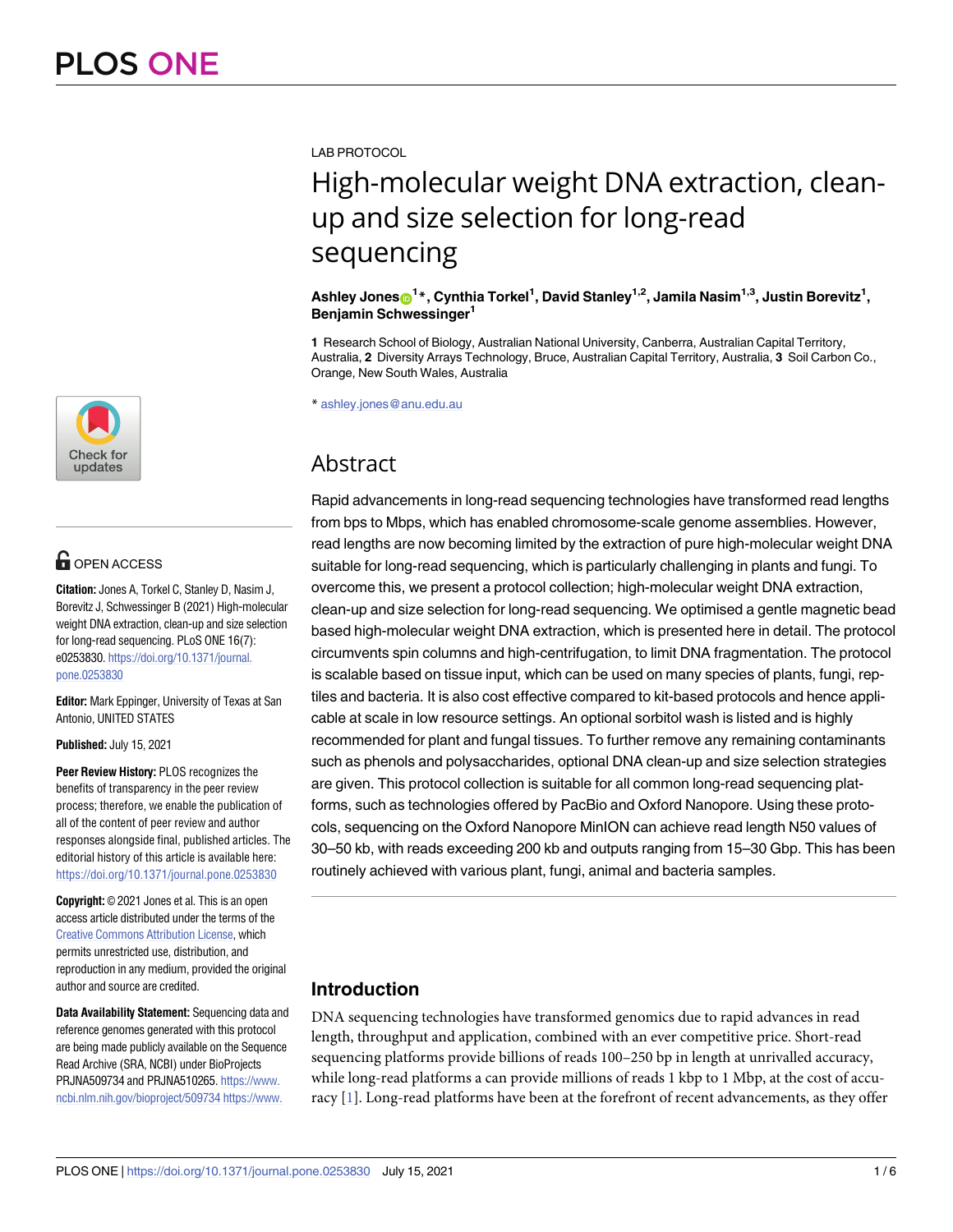LAB PROTOCOL

# High-molecular weight DNA extraction, clean-up and size selection for long-read sequencing

**Ashley Jones[1]*, Cynthia Torkel[1], David Stanley[1,2], Jamila Nasim[1,3], Justin Borevitz[1], Benjamin Schwessinger[1]**

**1** Research School of Biology, Australian National University, Canberra, Australian Capital Territory, Australia, **2** Diversity Arrays Technology, Bruce, Australian Capital Territory, Australia, **3** Soil Carbon Co., Orange, New South Wales, Australia

* ashley.jones@anu.edu.au

OPEN ACCESS

**Citation:** Jones A, Torkel C, Stanley D, Nasim J, Borevitz J, Schwessinger B (2021) High-molecular weight DNA extraction, clean-up and size selection for long-read sequencing. PLoS ONE 16(7): e0253830. https://doi.org/10.1371/journal.pone.0253830

**Editor:** Mark Eppinger, University of Texas at San Antonio, UNITED STATES

**Published:** July 15, 2021

**Peer Review History:** PLOS recognizes the benefits of transparency in the peer review process; therefore, we enable the publication of all of the content of peer review and author responses alongside final, published articles. The editorial history of this article is available here: https://doi.org/10.1371/journal.pone.0253830

**Copyright:** © 2021 Jones et al. This is an open access article distributed under the terms of the Creative Commons Attribution License, which permits unrestricted use, distribution, and reproduction in any medium, provided the original author and source are credited.

**Data Availability Statement:** Sequencing data and reference genomes generated with this protocol are being made publicly available on the Sequence Read Archive (SRA, NCBI) under BioProjects PRJNA509734 and PRJNA510265. https://www.ncbi.nlm.nih.gov/bioproject/509734 https://www.

## Abstract

Rapid advancements in long-read sequencing technologies have transformed read lengths from bps to Mbps, which has enabled chromosome-scale genome assemblies. However, read lengths are now becoming limited by the extraction of pure high-molecular weight DNA suitable for long-read sequencing, which is particularly challenging in plants and fungi. To overcome this, we present a protocol collection; high-molecular weight DNA extraction, clean-up and size selection for long-read sequencing. We optimised a gentle magnetic bead based high-molecular weight DNA extraction, which is presented here in detail. The protocol circumvents spin columns and high-centrifugation, to limit DNA fragmentation. The protocol is scalable based on tissue input, which can be used on many species of plants, fungi, reptiles and bacteria. It is also cost effective compared to kit-based protocols and hence applicable at scale in low resource settings. An optional sorbitol wash is listed and is highly recommended for plant and fungal tissues. To further remove any remaining contaminants such as phenols and polysaccharides, optional DNA clean-up and size selection strategies are given. This protocol collection is suitable for all common long-read sequencing platforms, such as technologies offered by PacBio and Oxford Nanopore. Using these protocols, sequencing on the Oxford Nanopore MinION can achieve read length N50 values of 30–50 kb, with reads exceeding 200 kb and outputs ranging from 15–30 Gbp. This has been routinely achieved with various plant, fungi, animal and bacteria samples.

## Introduction

DNA sequencing technologies have transformed genomics due to rapid advances in read length, throughput and application, combined with an ever competitive price. Short-read sequencing platforms provide billions of reads 100–250 bp in length at unrivalled accuracy, while long-read platforms a can provide millions of reads 1 kbp to 1 Mbp, at the cost of accuracy [1]. Long-read platforms have been at the forefront of recent advancements, as they offer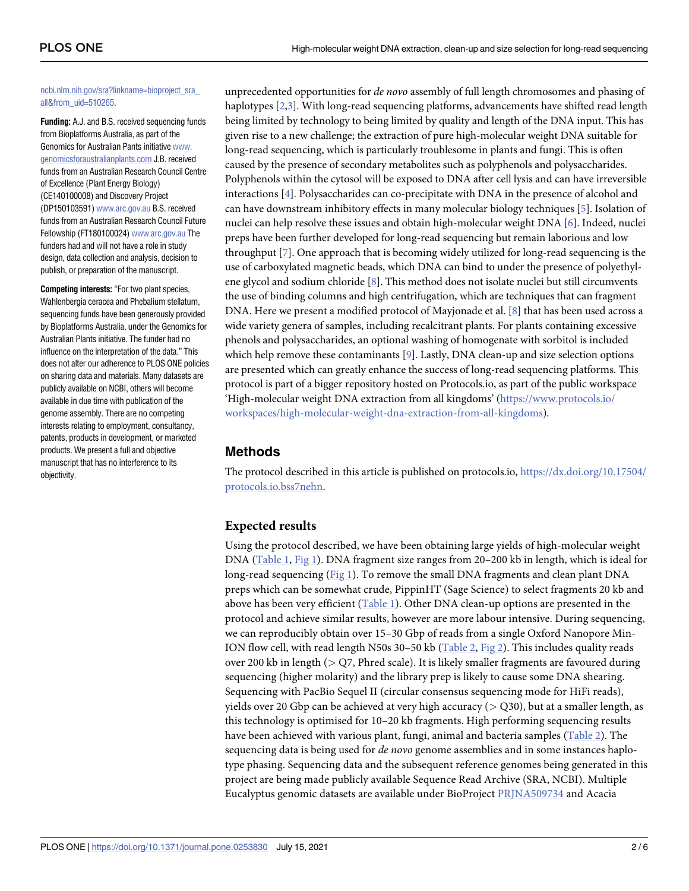ncbi.nlm.nih.gov/sra?linkname=bioproject_sra_all&from_uid=510265.

**Funding:** A.J. and B.S. received sequencing funds from Bioplatforms Australia, as part of the Genomics for Australian Pants initiative www.genomicsforaustralianplants.com J.B. received funds from an Australian Research Council Centre of Excellence (Plant Energy Biology) (CE140100008) and Discovery Project (DP150103591) www.arc.gov.au B.S. received funds from an Australian Research Council Future Fellowship (FT180100024) www.arc.gov.au The funders had and will not have a role in study design, data collection and analysis, decision to publish, or preparation of the manuscript.

**Competing interests:** "For two plant species, Wahlenbergia ceracea and Phebalium stellatum, sequencing funds have been generously provided by Bioplatforms Australia, under the Genomics for Australian Plants initiative. The funder had no influence on the interpretation of the data." This does not alter our adherence to PLOS ONE policies on sharing data and materials. Many datasets are publicly available on NCBI, others will become available in due time with publication of the genome assembly. There are no competing interests relating to employment, consultancy, patents, products in development, or marketed products. We present a full and objective manuscript that has no interference to its objectivity.

unprecedented opportunities for *de novo* assembly of full length chromosomes and phasing of haplotypes [2,3]. With long-read sequencing platforms, advancements have shifted read length being limited by technology to being limited by quality and length of the DNA input. This has given rise to a new challenge; the extraction of pure high-molecular weight DNA suitable for long-read sequencing, which is particularly troublesome in plants and fungi. This is often caused by the presence of secondary metabolites such as polyphenols and polysaccharides. Polyphenols within the cytosol will be exposed to DNA after cell lysis and can have irreversible interactions [4]. Polysaccharides can co-precipitate with DNA in the presence of alcohol and can have downstream inhibitory effects in many molecular biology techniques [5]. Isolation of nuclei can help resolve these issues and obtain high-molecular weight DNA [6]. Indeed, nuclei preps have been further developed for long-read sequencing but remain laborious and low throughput [7]. One approach that is becoming widely utilized for long-read sequencing is the use of carboxylated magnetic beads, which DNA can bind to under the presence of polyethylene glycol and sodium chloride [8]. This method does not isolate nuclei but still circumvents the use of binding columns and high centrifugation, which are techniques that can fragment DNA. Here we present a modified protocol of Mayjonade et al. [8] that has been used across a wide variety genera of samples, including recalcitrant plants. For plants containing excessive phenols and polysaccharides, an optional washing of homogenate with sorbitol is included which help remove these contaminants [9]. Lastly, DNA clean-up and size selection options are presented which can greatly enhance the success of long-read sequencing platforms. This protocol is part of a bigger repository hosted on Protocols.io, as part of the public workspace 'High-molecular weight DNA extraction from all kingdoms' (https://www.protocols.io/workspaces/high-molecular-weight-dna-extraction-from-all-kingdoms).

## Methods

The protocol described in this article is published on protocols.io, https://dx.doi.org/10.17504/protocols.io.bss7nehn.

### Expected results

Using the protocol described, we have been obtaining large yields of high-molecular weight DNA (Table 1, Fig 1). DNA fragment size ranges from 20–200 kb in length, which is ideal for long-read sequencing (Fig 1). To remove the small DNA fragments and clean plant DNA preps which can be somewhat crude, PippinHT (Sage Science) to select fragments 20 kb and above has been very efficient (Table 1). Other DNA clean-up options are presented in the protocol and achieve similar results, however are more labour intensive. During sequencing, we can reproducibly obtain over 15–30 Gbp of reads from a single Oxford Nanopore MinION flow cell, with read length N50s 30–50 kb (Table 2, Fig 2). This includes quality reads over 200 kb in length (> Q7, Phred scale). It is likely smaller fragments are favoured during sequencing (higher molarity) and the library prep is likely to cause some DNA shearing. Sequencing with PacBio Sequel II (circular consensus sequencing mode for HiFi reads), yields over 20 Gbp can be achieved at very high accuracy (> Q30), but at a smaller length, as this technology is optimised for 10–20 kb fragments. High performing sequencing results have been achieved with various plant, fungi, animal and bacteria samples (Table 2). The sequencing data is being used for *de novo* genome assemblies and in some instances haplotype phasing. Sequencing data and the subsequent reference genomes being generated in this project are being made publicly available Sequence Read Archive (SRA, NCBI). Multiple Eucalyptus genomic datasets are available under BioProject PRJNA509734 and Acacia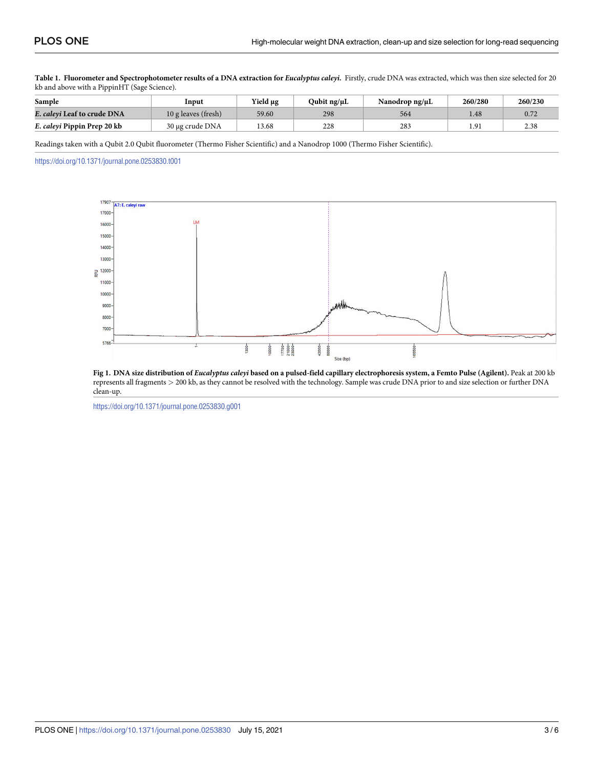**Table 1. Fluorometer and Spectrophotometer results of a DNA extraction for *Eucalyptus caleyi*.** Firstly, crude DNA was extracted, which was then size selected for 20 kb and above with a PippinHT (Sage Science).

| Sample | Input | Yield μg | Qubit ng/μL | Nanodrop ng/μL | 260/280 | 260/230 |
|---|---|---|---|---|---|---|
| ***E. caleyi* Leaf to crude DNA** | 10 g leaves (fresh) | 59.60 | 298 | 564 | 1.48 | 0.72 |
| ***E. caleyi* Pippin Prep 20 kb** | 30 μg crude DNA | 13.68 | 228 | 283 | 1.91 | 2.38 |

Readings taken with a Qubit 2.0 Qubit fluorometer (Thermo Fisher Scientific) and a Nanodrop 1000 (Thermo Fisher Scientific).

https://doi.org/10.1371/journal.pone.0253830.t001

**Fig 1. DNA size distribution of *Eucalyptus caleyi* based on a pulsed-field capillary electrophoresis system, a Femto Pulse (Agilent).** Peak at 200 kb represents all fragments > 200 kb, as they cannot be resolved with the technology. Sample was crude DNA prior to and size selection or further DNA clean-up.

https://doi.org/10.1371/journal.pone.0253830.g001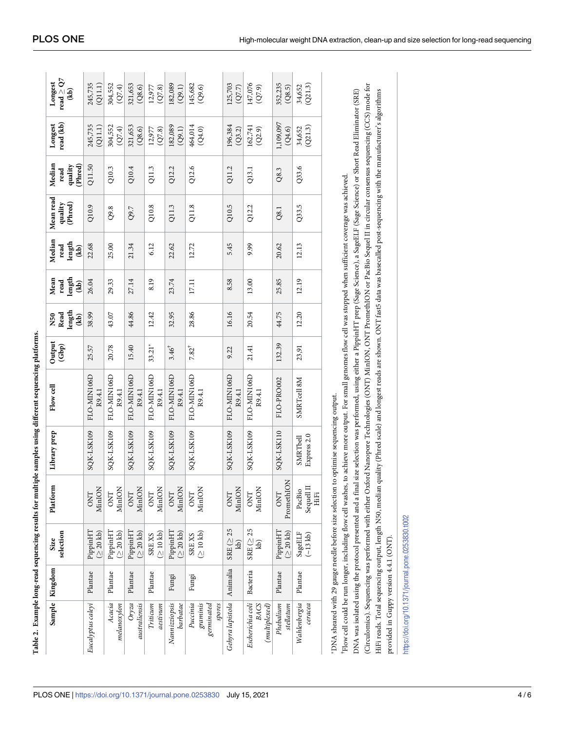**Table 2. Example long-read sequencing results for multiple samples using different sequencing platforms.**

| Sample | Kingdom | Size selection | Platform | Library prep | Flow cell | Output (Gbp) | N50 Read length (kb) | Mean read length (kb) | Median read length (kb) | Mean read quality (Phred) | Median read quality (Phred) | Longest read (kb) | Longest read ≥ Q7 (kb) |
|---|---|---|---|---|---|---|---|---|---|---|---|---|---|
| *Eucalyptus caleyi* | Plantae | PippinHT (≥ 20 kb) | ONT MinION | SQK-LSK109 | FLO-MIN106D R9.4.1 | 25.57 | 38.99 | 26.04 | 22.68 | Q10.9 | Q11.50 | 245,735 (Q11.1) | 245,735 (Q11.1) |
| *Acacia melanoxylon* | Plantae | PippinHT (≥ 20 kb) | ONT MinION | SQK-LSK109 | FLO-MIN106D R9.4.1 | 20.78 | 43.07 | 29.33 | 25.00 | Q9.8 | Q10.3 | 304,552 (Q7.4) | 304,552 (Q7.4) |
| *Oryza australiensis* | Plantae | PippinHT (≥ 20 kb) | ONT MinION | SQK-LSK109 | FLO-MIN106D R9.4.1 | 15.40 | 44.86 | 27.14 | 21.34 | Q9.7 | Q10.4 | 321,653 (Q8.6) | 321,653 (Q8.6) |
| *Triticum aestivum* | Plantae | SRE XS (≥ 10 kb) | ONT MinION | SQK-LSK109 | FLO-MIN106D R9.4.1 | 33.21* | 12.42 | 8.19 | 6.12 | Q10.8 | Q11.3 | 12,977 (Q7.8) | 12,977 (Q7.8) |
| *Nannizziopsis barbatae* | Fungi | PippinHT (≥ 20 kb) | ONT MinION | SQK-LSK109 | FLO-MIN106D R9.4.1 | 3.46† | 32.95 | 23.74 | 22.62 | Q11.3 | Q12.2 | 182,089 (Q9.1) | 182,089 (Q9.1) |
| *Puccinia graminis germinated spores* | Fungi | SRE XS (≥ 10 kb) | ONT MinION | SQK-LSK109 | FLO-MIN106D R9.4.1 | 7.82† | 28.86 | 17.11 | 12.72 | Q11.8 | Q12.6 | 464,014 (Q4.0) | 145,682 (Q9.6) |
| *Gehyra lapistola* | Animalia | SRE (≥ 25 kb) | ONT MinION | SQK-LSK109 | FLO-MIN106D R9.4.1 | 9.22 | 16.16 | 8.58 | 5.45 | Q10.5 | Q11.2 | 196,384 (Q3.2) | 125,703 (Q7.7) |
| *Escherichia coli BACS (multiplexed)* | Bacteria | SRE (≥ 25 kb) | ONT MinION | SQK-LSK109 | FLO-MIN106D R9.4.1 | 21.41 | 20.54 | 13.00 | 9.99 | Q12.2 | Q13.1 | 162,741 (Q2.9) | 147,076 (Q7.9) |
| *Phebalium stellatum* | Plantae | PippinHT (≥ 20 kb) | ONT PromethION | SQK-LSK110 | FLO-PRO002 | 132.39 | 44.75 | 25.85 | 20.62 | Q8.1 | Q8.3 | 1,109,097 (Q4.6) | 352,235 (Q8.5) |
| *Wahlenbergia ceracea* | Plantae | SageELF (~13 kb) | PacBio Sequel II HiFi | SMRTbell Express 2.0 | SMRTcell 8M | 23,91 | 12.20 | 12.19 | 12.13 | Q33.5 | Q33.6 | 34,652 (Q21.3) | 34,652 (Q21.3) |

*DNA sheared with 29 gauge needle before size selection to optimise sequencing output.

†Flow cell could be run longer, including flow cell washes, to achieve more output. For small genomes flow cell was stopped when sufficient coverage was achieved.

DNA was isolated using the protocol presented and a final size selection was performed, using either a PippinHT prep (Sage Science), a SageELF (Sage Science) or Short Read Eliminator (SRE) (Circulomics). Sequencing was performed with either Oxford Nanopore Technologies (ONT) MinION, ONT PromethION or PacBio Sequel II in circular consensus sequencing (CCS) mode for HiFi reads. Total sequencing output, length N50, median quality (Phred scale) and longest reads are shown. ONT fast5 data was basecalled post-sequencing with the manufacturer's algorithms provided in Guppy version 4.4.1 (ONT).

https://doi.org/10.1371/journal.pone.0253830.t002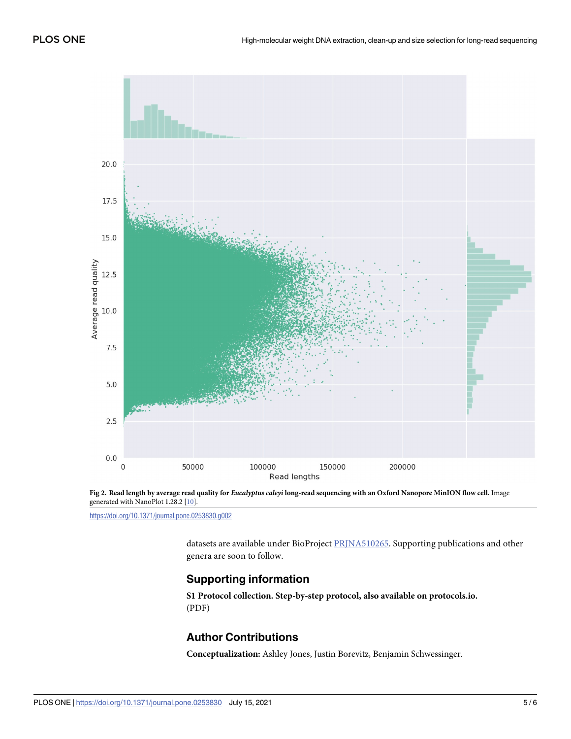Fig 2. Read length by average read quality for *Eucalyptus caleyi* long-read sequencing with an Oxford Nanopore MinION flow cell. Image generated with NanoPlot 1.28.2 [10].

https://doi.org/10.1371/journal.pone.0253830.g002

datasets are available under BioProject PRJNA510265. Supporting publications and other genera are soon to follow.

## Supporting information

**S1 Protocol collection. Step-by-step protocol, also available on protocols.io.**
(PDF)

## Author Contributions

**Conceptualization:** Ashley Jones, Justin Borevitz, Benjamin Schwessinger.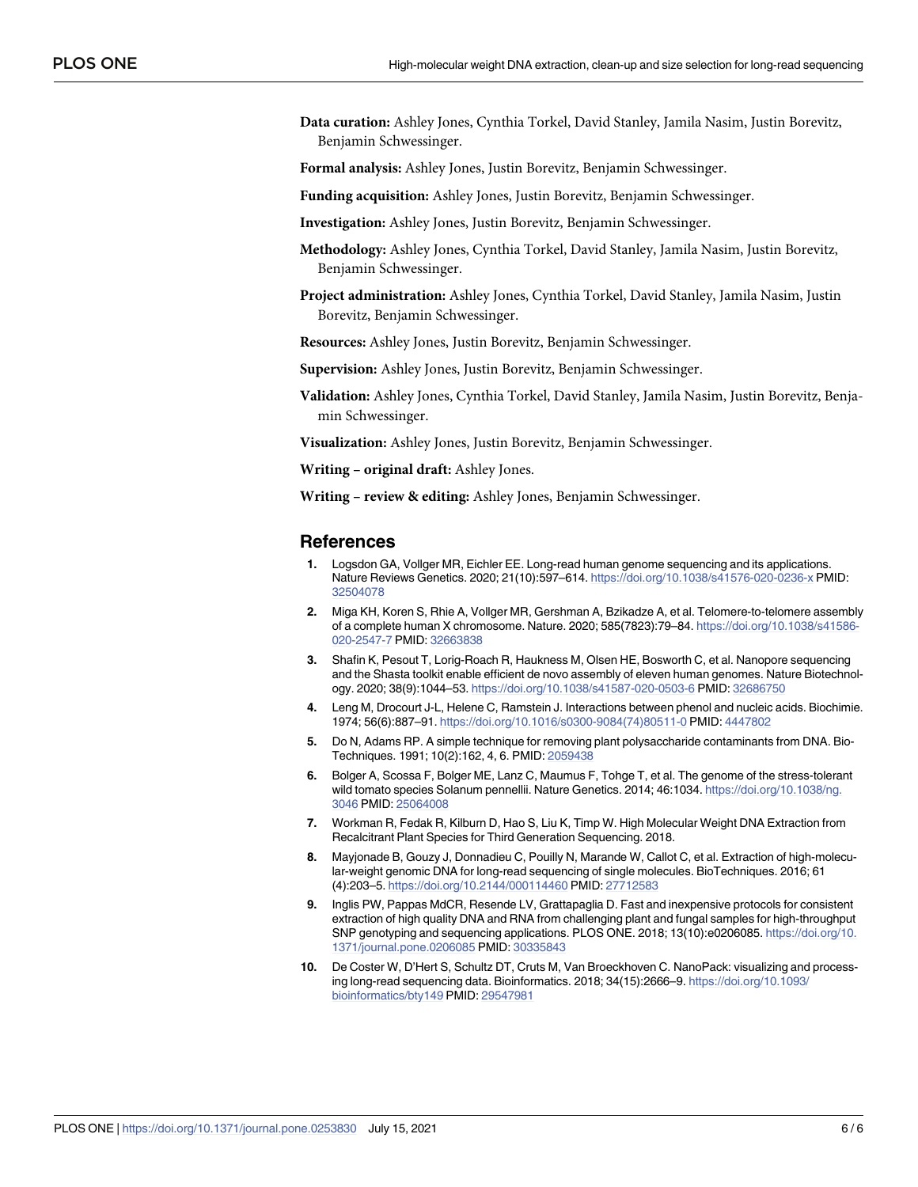**Data curation:** Ashley Jones, Cynthia Torkel, David Stanley, Jamila Nasim, Justin Borevitz, Benjamin Schwessinger.

**Formal analysis:** Ashley Jones, Justin Borevitz, Benjamin Schwessinger.

**Funding acquisition:** Ashley Jones, Justin Borevitz, Benjamin Schwessinger.

**Investigation:** Ashley Jones, Justin Borevitz, Benjamin Schwessinger.

**Methodology:** Ashley Jones, Cynthia Torkel, David Stanley, Jamila Nasim, Justin Borevitz, Benjamin Schwessinger.

**Project administration:** Ashley Jones, Cynthia Torkel, David Stanley, Jamila Nasim, Justin Borevitz, Benjamin Schwessinger.

**Resources:** Ashley Jones, Justin Borevitz, Benjamin Schwessinger.

**Supervision:** Ashley Jones, Justin Borevitz, Benjamin Schwessinger.

**Validation:** Ashley Jones, Cynthia Torkel, David Stanley, Jamila Nasim, Justin Borevitz, Benjamin Schwessinger.

**Visualization:** Ashley Jones, Justin Borevitz, Benjamin Schwessinger.

**Writing – original draft:** Ashley Jones.

**Writing – review & editing:** Ashley Jones, Benjamin Schwessinger.

## References

1. Logsdon GA, Vollger MR, Eichler EE. Long-read human genome sequencing and its applications. Nature Reviews Genetics. 2020; 21(10):597–614. https://doi.org/10.1038/s41576-020-0236-x PMID: 32504078
2. Miga KH, Koren S, Rhie A, Vollger MR, Gershman A, Bzikadze A, et al. Telomere-to-telomere assembly of a complete human X chromosome. Nature. 2020; 585(7823):79–84. https://doi.org/10.1038/s41586-020-2547-7 PMID: 32663838
3. Shafin K, Pesout T, Lorig-Roach R, Haukness M, Olsen HE, Bosworth C, et al. Nanopore sequencing and the Shasta toolkit enable efficient de novo assembly of eleven human genomes. Nature Biotechnology. 2020; 38(9):1044–53. https://doi.org/10.1038/s41587-020-0503-6 PMID: 32686750
4. Leng M, Drocourt J-L, Helene C, Ramstein J. Interactions between phenol and nucleic acids. Biochimie. 1974; 56(6):887–91. https://doi.org/10.1016/s0300-9084(74)80511-0 PMID: 4447802
5. Do N, Adams RP. A simple technique for removing plant polysaccharide contaminants from DNA. BioTechniques. 1991; 10(2):162, 4, 6. PMID: 2059438
6. Bolger A, Scossa F, Bolger ME, Lanz C, Maumus F, Tohge T, et al. The genome of the stress-tolerant wild tomato species Solanum pennellii. Nature Genetics. 2014; 46:1034. https://doi.org/10.1038/ng.3046 PMID: 25064008
7. Workman R, Fedak R, Kilburn D, Hao S, Liu K, Timp W. High Molecular Weight DNA Extraction from Recalcitrant Plant Species for Third Generation Sequencing. 2018.
8. Mayjonade B, Gouzy J, Donnadieu C, Pouilly N, Marande W, Callot C, et al. Extraction of high-molecular-weight genomic DNA for long-read sequencing of single molecules. BioTechniques. 2016; 61(4):203–5. https://doi.org/10.2144/000114460 PMID: 27712583
9. Inglis PW, Pappas MdCR, Resende LV, Grattapaglia D. Fast and inexpensive protocols for consistent extraction of high quality DNA and RNA from challenging plant and fungal samples for high-throughput SNP genotyping and sequencing applications. PLOS ONE. 2018; 13(10):e0206085. https://doi.org/10.1371/journal.pone.0206085 PMID: 30335843
10. De Coster W, D'Hert S, Schultz DT, Cruts M, Van Broeckhoven C. NanoPack: visualizing and processing long-read sequencing data. Bioinformatics. 2018; 34(15):2666–9. https://doi.org/10.1093/bioinformatics/bty149 PMID: 29547981